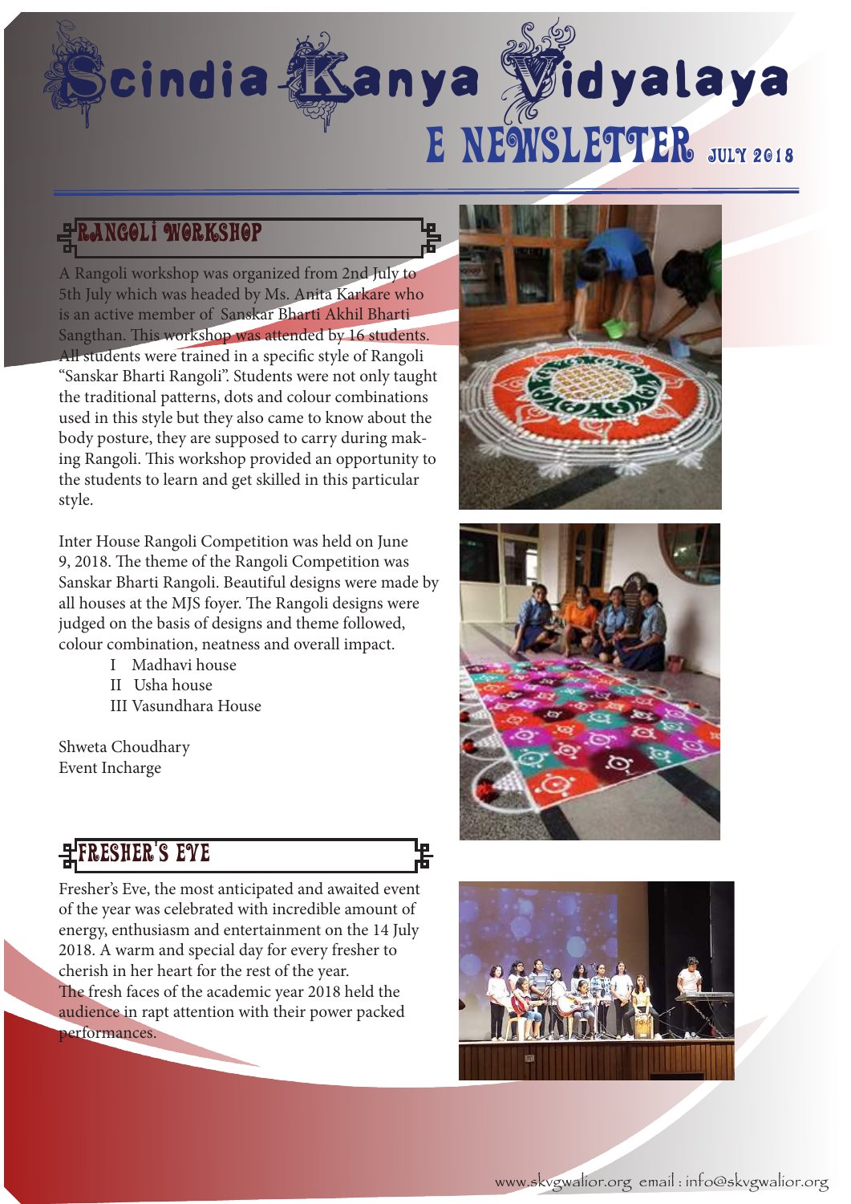# Scindia Kanya Vidyalaya

## E NEWSLETTER JULY 2018

## RANGOLI WORKSHOP

A Rangoli workshop was organized from 2nd July to 5th July which was headed by Ms. Anita Karkare who is an active member of Sanskar Bharti Akhil Bharti Sangthan. This workshop was attended by 16 students. All students were trained in a specific style of Rangoli "Sanskar Bharti Rangoli". Students were not only taught the traditional patterns, dots and colour combinations used in this style but they also came to know about the body posture, they are supposed to carry during making Rangoli. This workshop provided an opportunity to the students to learn and get skilled in this particular style.

Inter House Rangoli Competition was held on June 9, 2018. The theme of the Rangoli Competition was Sanskar Bharti Rangoli. Beautiful designs were made by all houses at the MJS foyer. The Rangoli designs were judged on the basis of designs and theme followed, colour combination, neatness and overall impact.

- I Madhavi house
- II Usha house
- III Vasundhara House

Shweta Choudhary
Event Incharge

## FRESHER'S EVE

Fresher's Eve, the most anticipated and awaited event of the year was celebrated with incredible amount of energy, enthusiasm and entertainment on the 14 July 2018. A warm and special day for every fresher to cherish in her heart for the rest of the year. The fresh faces of the academic year 2018 held the audience in rapt attention with their power packed performances.

www.skvgwalior.org email : info@skvgwalior.org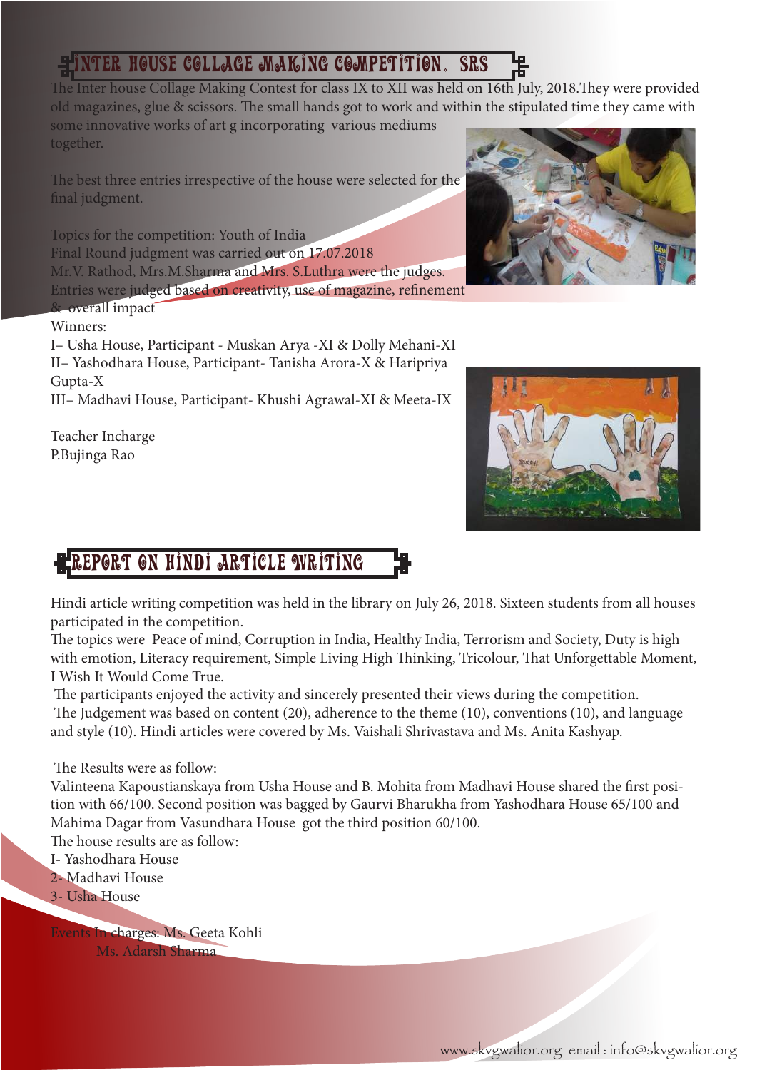## INTER HOUSE COLLAGE MAKING COMPETITION. SRS

The Inter house Collage Making Contest for class IX to XII was held on 16th July, 2018.They were provided old magazines, glue & scissors. The small hands got to work and within the stipulated time they came with some innovative works of art g incorporating various mediums together.

The best three entries irrespective of the house were selected for the final judgment.

Topics for the competition: Youth of India
Final Round judgment was carried out on 17.07.2018
Mr.V. Rathod, Mrs.M.Sharma and Mrs. S.Luthra were the judges.
Entries were judged based on creativity, use of magazine, refinement & overall impact

Winners:

I– Usha House, Participant - Muskan Arya -XI & Dolly Mehani-XI
II– Yashodhara House, Participant- Tanisha Arora-X & Haripriya Gupta-X
III– Madhavi House, Participant- Khushi Agrawal-XI & Meeta-IX

Teacher Incharge
P.Bujinga Rao

## REPORT ON HINDI ARTICLE WRITING

Hindi article writing competition was held in the library on July 26, 2018. Sixteen students from all houses participated in the competition.

The topics were Peace of mind, Corruption in India, Healthy India, Terrorism and Society, Duty is high with emotion, Literacy requirement, Simple Living High Thinking, Tricolour, That Unforgettable Moment, I Wish It Would Come True.

The participants enjoyed the activity and sincerely presented their views during the competition.

The Judgement was based on content (20), adherence to the theme (10), conventions (10), and language and style (10). Hindi articles were covered by Ms. Vaishali Shrivastava and Ms. Anita Kashyap.

The Results were as follow:

Valinteena Kapoustianskaya from Usha House and B. Mohita from Madhavi House shared the first position with 66/100. Second position was bagged by Gaurvi Bharukha from Yashodhara House 65/100 and Mahima Dagar from Vasundhara House got the third position 60/100.

The house results are as follow:

I- Yashodhara House
2- Madhavi House
3- Usha House

Events In charges: Ms. Geeta Kohli
Ms. Adarsh Sharma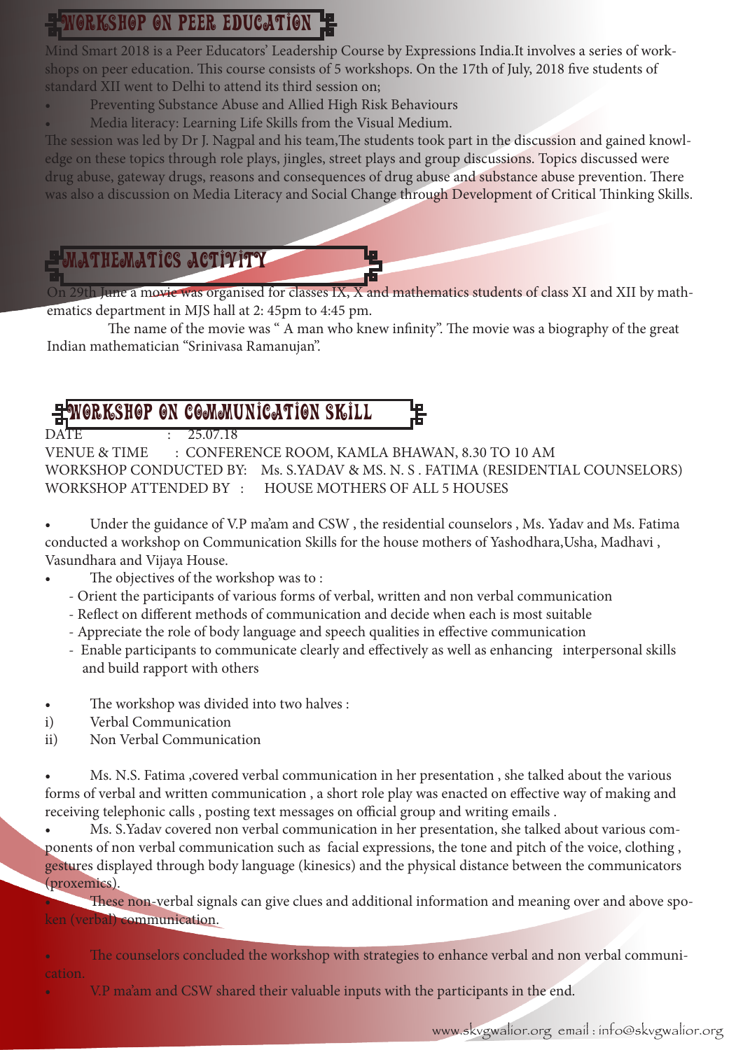## WORKSHOP ON PEER EDUCATION

Mind Smart 2018 is a Peer Educators' Leadership Course by Expressions India.It involves a series of workshops on peer education. This course consists of 5 workshops. On the 17th of July, 2018 five students of standard XII went to Delhi to attend its third session on;

- Preventing Substance Abuse and Allied High Risk Behaviours
- Media literacy: Learning Life Skills from the Visual Medium.

The session was led by Dr J. Nagpal and his team,The students took part in the discussion and gained knowledge on these topics through role plays, jingles, street plays and group discussions. Topics discussed were drug abuse, gateway drugs, reasons and consequences of drug abuse and substance abuse prevention. There was also a discussion on Media Literacy and Social Change through Development of Critical Thinking Skills.

## MATHEMATICS ACTIVITY

On 29th June a movie was organised for classes IX, X and mathematics students of class XI and XII by mathematics department in MJS hall at 2: 45pm to 4:45 pm.

The name of the movie was " A man who knew infinity". The movie was a biography of the great Indian mathematician "Srinivasa Ramanujan".

## WORKSHOP ON COMMUNICATION SKILL

DATE : 25.07.18
VENUE & TIME : CONFERENCE ROOM, KAMLA BHAWAN, 8.30 TO 10 AM
WORKSHOP CONDUCTED BY: Ms. S.YADAV & MS. N. S . FATIMA (RESIDENTIAL COUNSELORS)
WORKSHOP ATTENDED BY : HOUSE MOTHERS OF ALL 5 HOUSES

- Under the guidance of V.P ma'am and CSW , the residential counselors , Ms. Yadav and Ms. Fatima conducted a workshop on Communication Skills for the house mothers of Yashodhara,Usha, Madhavi , Vasundhara and Vijaya House.
- The objectives of the workshop was to :
  - Orient the participants of various forms of verbal, written and non verbal communication
  - Reflect on different methods of communication and decide when each is most suitable
  - Appreciate the role of body language and speech qualities in effective communication
  - Enable participants to communicate clearly and effectively as well as enhancing interpersonal skills and build rapport with others

- The workshop was divided into two halves :

i) Verbal Communication
ii) Non Verbal Communication

- Ms. N.S. Fatima ,covered verbal communication in her presentation , she talked about the various forms of verbal and written communication , a short role play was enacted on effective way of making and receiving telephonic calls , posting text messages on official group and writing emails .
- Ms. S.Yadav covered non verbal communication in her presentation, she talked about various components of non verbal communication such as facial expressions, the tone and pitch of the voice, clothing , gestures displayed through body language (kinesics) and the physical distance between the communicators (proxemics).
- These non-verbal signals can give clues and additional information and meaning over and above spoken (verbal) communication.

- The counselors concluded the workshop with strategies to enhance verbal and non verbal communication.
- V.P ma'am and CSW shared their valuable inputs with the participants in the end.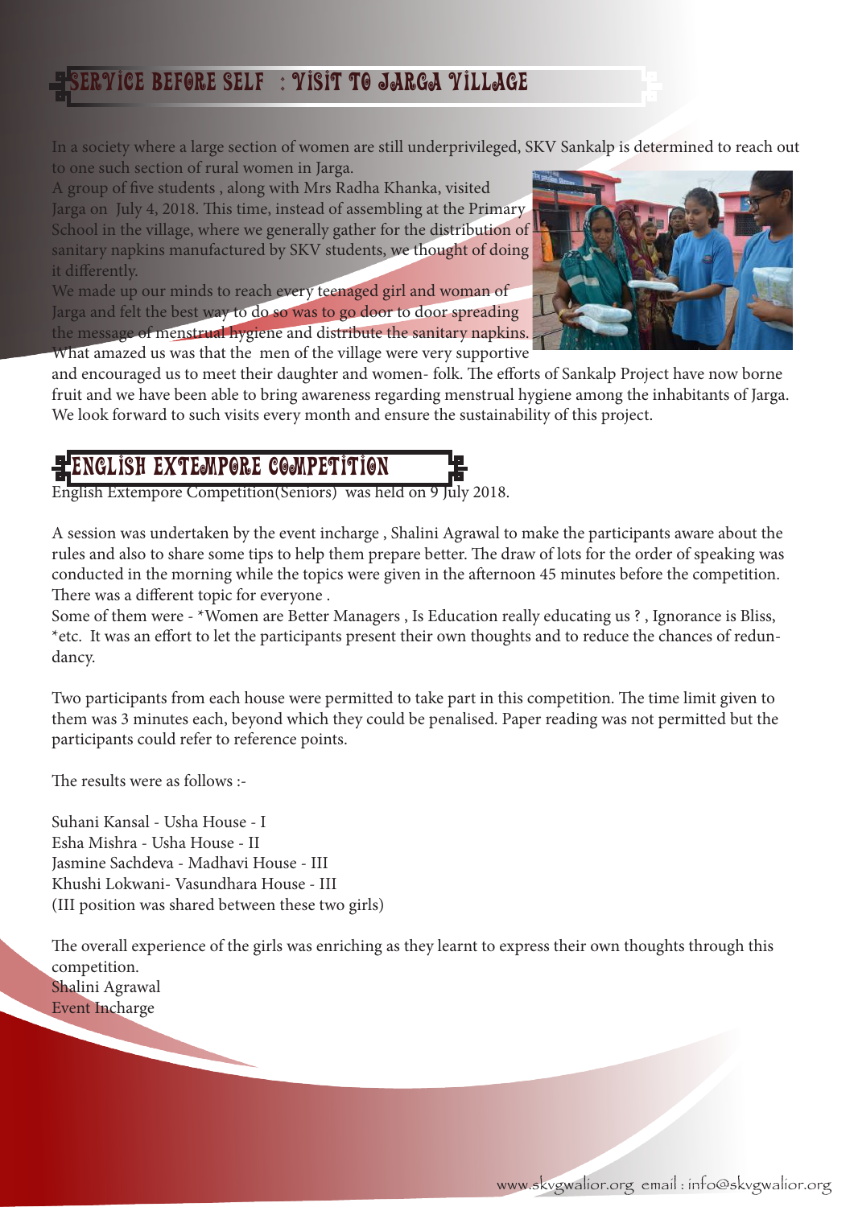## SERVICE BEFORE SELF : VISIT TO JARGA VILLAGE

In a society where a large section of women are still underprivileged, SKV Sankalp is determined to reach out to one such section of rural women in Jarga.

A group of five students , along with Mrs Radha Khanka, visited Jarga on July 4, 2018. This time, instead of assembling at the Primary School in the village, where we generally gather for the distribution of sanitary napkins manufactured by SKV students, we thought of doing it differently.

We made up our minds to reach every teenaged girl and woman of Jarga and felt the best way to do so was to go door to door spreading the message of menstrual hygiene and distribute the sanitary napkins. What amazed us was that the men of the village were very supportive and encouraged us to meet their daughter and women- folk. The efforts of Sankalp Project have now borne fruit and we have been able to bring awareness regarding menstrual hygiene among the inhabitants of Jarga. We look forward to such visits every month and ensure the sustainability of this project.

## ENGLISH EXTEMPORE COMPETITION

English Extempore Competition(Seniors) was held on 9 July 2018.

A session was undertaken by the event incharge , Shalini Agrawal to make the participants aware about the rules and also to share some tips to help them prepare better. The draw of lots for the order of speaking was conducted in the morning while the topics were given in the afternoon 45 minutes before the competition. There was a different topic for everyone .

Some of them were - *Women are Better Managers , Is Education really educating us ? , Ignorance is Bliss, *etc. It was an effort to let the participants present their own thoughts and to reduce the chances of redundancy.

Two participants from each house were permitted to take part in this competition. The time limit given to them was 3 minutes each, beyond which they could be penalised. Paper reading was not permitted but the participants could refer to reference points.

The results were as follows :-

Suhani Kansal - Usha House - I
Esha Mishra - Usha House - II
Jasmine Sachdeva - Madhavi House - III
Khushi Lokwani- Vasundhara House - III
(III position was shared between these two girls)

The overall experience of the girls was enriching as they learnt to express their own thoughts through this competition.

Shalini Agrawal
Event Incharge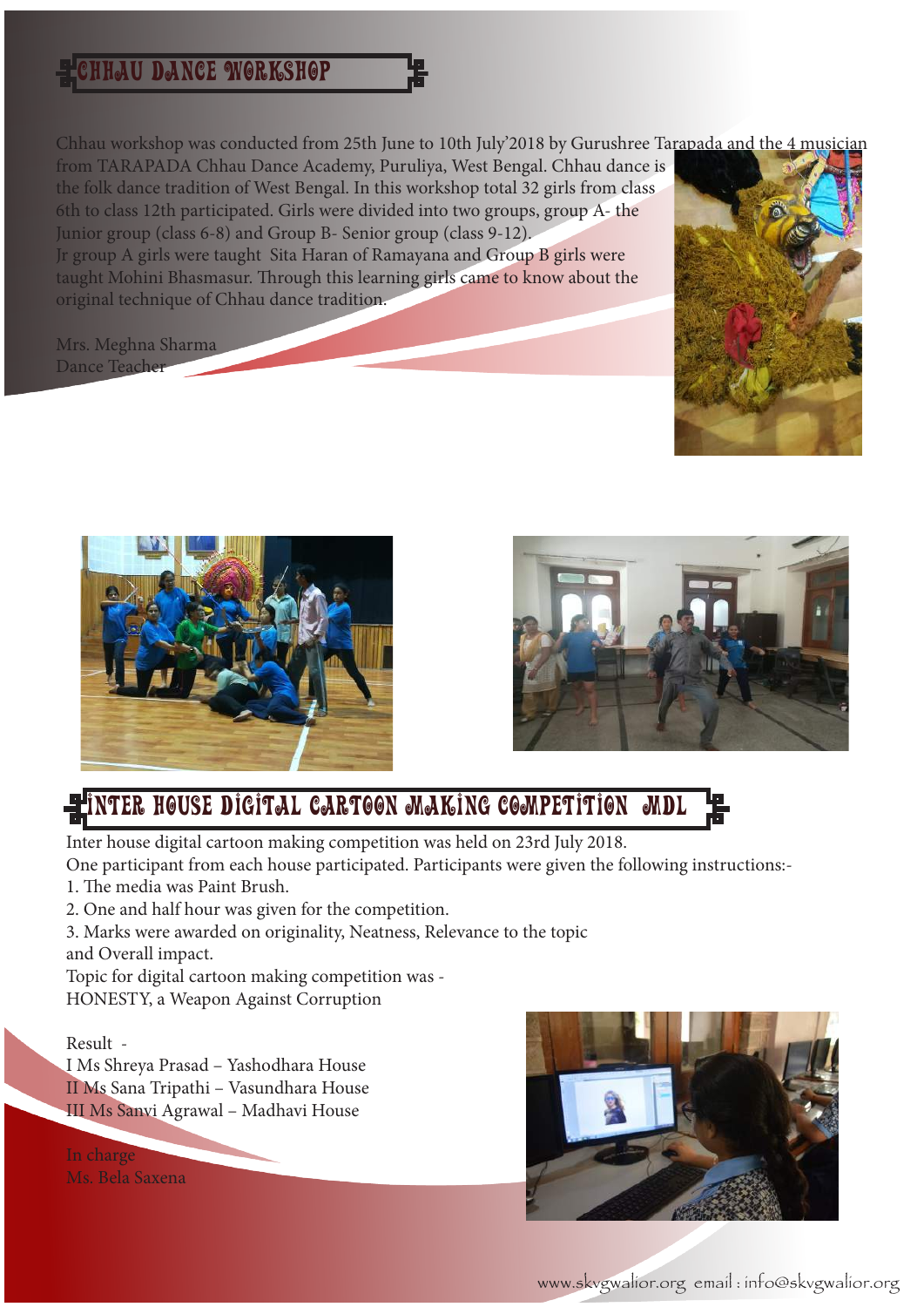# CHHAU DANCE WORKSHOP

Chhau workshop was conducted from 25th June to 10th July'2018 by Gurushree Tarapada and the 4 musician from TARAPADA Chhau Dance Academy, Puruliya, West Bengal. Chhau dance is the folk dance tradition of West Bengal. In this workshop total 32 girls from class 6th to class 12th participated. Girls were divided into two groups, group A- the Junior group (class 6-8) and Group B- Senior group (class 9-12).

Jr group A girls were taught Sita Haran of Ramayana and Group B girls were taught Mohini Bhasmasur. Through this learning girls came to know about the original technique of Chhau dance tradition.

Mrs. Meghna Sharma
Dance Teacher

# INTER HOUSE DIGITAL CARTOON MAKING COMPETITION MDL

Inter house digital cartoon making competition was held on 23rd July 2018.

One participant from each house participated. Participants were given the following instructions:-

1. The media was Paint Brush.
2. One and half hour was given for the competition.
3. Marks were awarded on originality, Neatness, Relevance to the topic and Overall impact.

Topic for digital cartoon making competition was - HONESTY, a Weapon Against Corruption

Result -

I Ms Shreya Prasad – Yashodhara House
II Ms Sana Tripathi – Vasundhara House
III Ms Sanvi Agrawal – Madhavi House

In charge
Ms. Bela Saxena

www.skvgwalior.org email : info@skvgwalior.org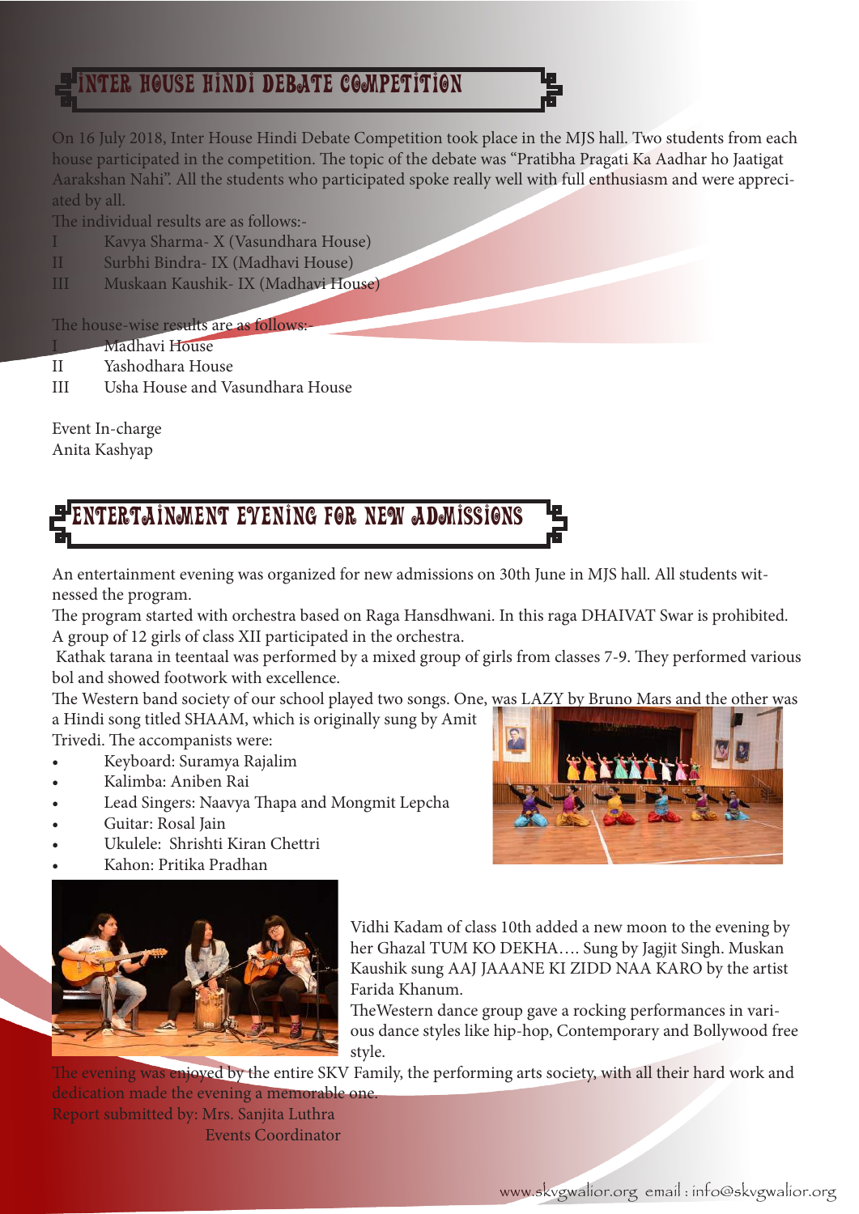## INTER HOUSE HINDI DEBATE COMPETITION

On 16 July 2018, Inter House Hindi Debate Competition took place in the MJS hall. Two students from each house participated in the competition. The topic of the debate was "Pratibha Pragati Ka Aadhar ho Jaatigat Aarakshan Nahi". All the students who participated spoke really well with full enthusiasm and were appreciated by all.

The individual results are as follows:-

I Kavya Sharma- X (Vasundhara House)
II Surbhi Bindra- IX (Madhavi House)
III Muskaan Kaushik- IX (Madhavi House)

The house-wise results are as follows:-

I Madhavi House
II Yashodhara House
III Usha House and Vasundhara House

Event In-charge
Anita Kashyap

## ENTERTAINMENT EVENING FOR NEW ADMISSIONS

An entertainment evening was organized for new admissions on 30th June in MJS hall. All students witnessed the program.

The program started with orchestra based on Raga Hansdhwani. In this raga DHAIVAT Swar is prohibited. A group of 12 girls of class XII participated in the orchestra.

Kathak tarana in teentaal was performed by a mixed group of girls from classes 7-9. They performed various bol and showed footwork with excellence.

The Western band society of our school played two songs. One, was LAZY by Bruno Mars and the other was a Hindi song titled SHAAM, which is originally sung by Amit Trivedi. The accompanists were:

- Keyboard: Suramya Rajalim
- Kalimba: Aniben Rai
- Lead Singers: Naavya Thapa and Mongmit Lepcha
- Guitar: Rosal Jain
- Ukulele: Shrishti Kiran Chettri
- Kahon: Pritika Pradhan

Vidhi Kadam of class 10th added a new moon to the evening by her Ghazal TUM KO DEKHA.... Sung by Jagjit Singh. Muskan Kaushik sung AAJ JAANE KI ZIDD NAA KARO by the artist Farida Khanum.

TheWestern dance group gave a rocking performances in various dance styles like hip-hop, Contemporary and Bollywood free style.

The evening was enjoyed by the entire SKV Family, the performing arts society, with all their hard work and dedication made the evening a memorable one.

Report submitted by: Mrs. Sanjita Luthra
Events Coordinator

www.skvgwalior.org email : info@skvgwalior.org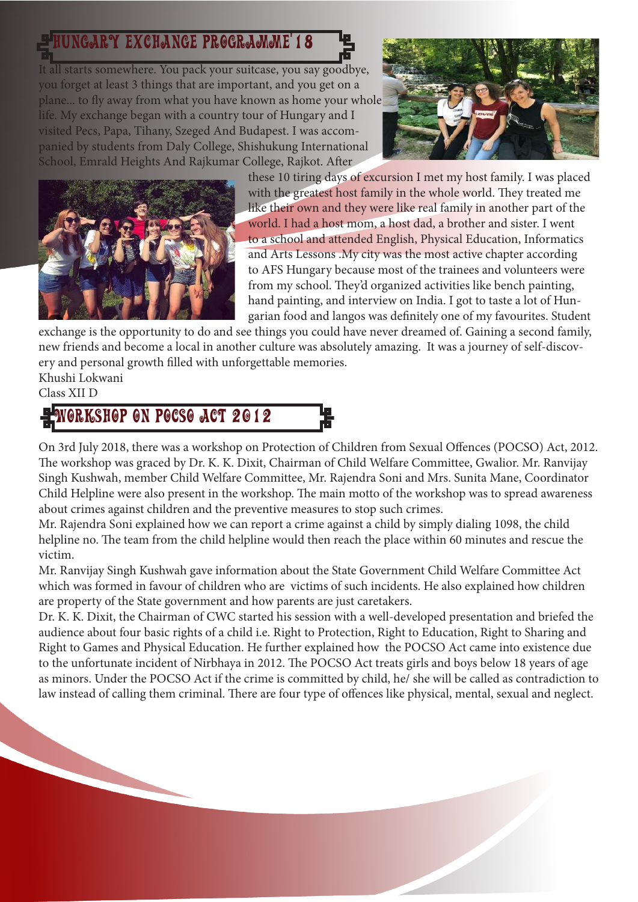## HUNGARY EXCHANGE PROGRAMME'18

It all starts somewhere. You pack your suitcase, you say goodbye, you forget at least 3 things that are important, and you get on a plane... to fly away from what you have known as home your whole life. My exchange began with a country tour of Hungary and I visited Pecs, Papa, Tihany, Szeged And Budapest. I was accompanied by students from Daly College, Shishukung International School, Emrald Heights And Rajkumar College, Rajkot. After these 10 tiring days of excursion I met my host family. I was placed with the greatest host family in the whole world. They treated me like their own and they were like real family in another part of the world. I had a host mom, a host dad, a brother and sister. I went to a school and attended English, Physical Education, Informatics and Arts Lessons .My city was the most active chapter according to AFS Hungary because most of the trainees and volunteers were from my school. They'd organized activities like bench painting, hand painting, and interview on India. I got to taste a lot of Hungarian food and langos was definitely one of my favourites. Student exchange is the opportunity to do and see things you could have never dreamed of. Gaining a second family, new friends and become a local in another culture was absolutely amazing. It was a journey of self-discovery and personal growth filled with unforgettable memories.

Khushi Lokwani
Class XII D

## WORKSHOP ON POCSO ACT 2012

On 3rd July 2018, there was a workshop on Protection of Children from Sexual Offences (POCSO) Act, 2012. The workshop was graced by Dr. K. K. Dixit, Chairman of Child Welfare Committee, Gwalior. Mr. Ranvijay Singh Kushwah, member Child Welfare Committee, Mr. Rajendra Soni and Mrs. Sunita Mane, Coordinator Child Helpline were also present in the workshop. The main motto of the workshop was to spread awareness about crimes against children and the preventive measures to stop such crimes.

Mr. Rajendra Soni explained how we can report a crime against a child by simply dialing 1098, the child helpline no. The team from the child helpline would then reach the place within 60 minutes and rescue the victim.

Mr. Ranvijay Singh Kushwah gave information about the State Government Child Welfare Committee Act which was formed in favour of children who are victims of such incidents. He also explained how children are property of the State government and how parents are just caretakers.

Dr. K. K. Dixit, the Chairman of CWC started his session with a well-developed presentation and briefed the audience about four basic rights of a child i.e. Right to Protection, Right to Education, Right to Sharing and Right to Games and Physical Education. He further explained how the POCSO Act came into existence due to the unfortunate incident of Nirbhaya in 2012. The POCSO Act treats girls and boys below 18 years of age as minors. Under the POCSO Act if the crime is committed by child, he/ she will be called as contradiction to law instead of calling them criminal. There are four type of offences like physical, mental, sexual and neglect.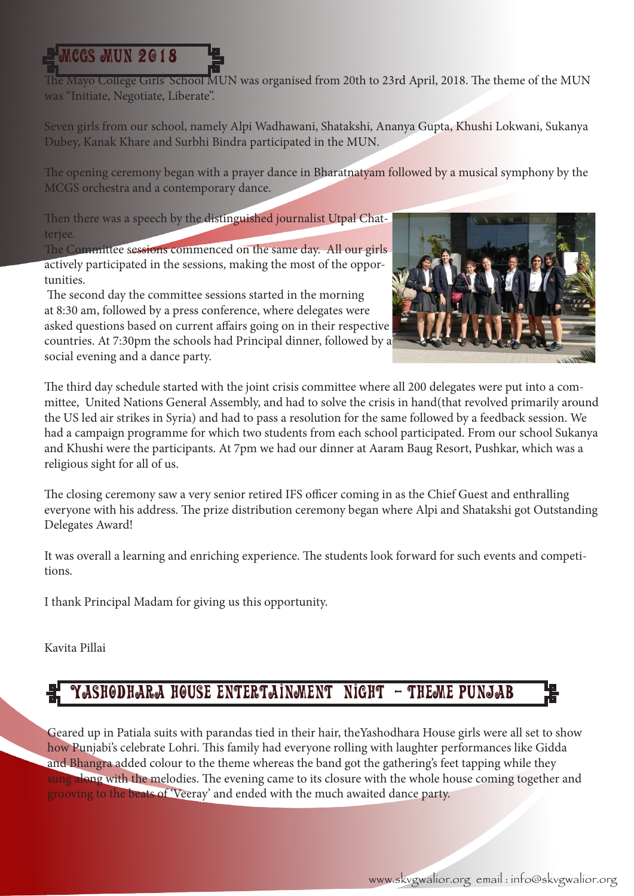## MCGS MUN 2018

The Mayo College Girls' School MUN was organised from 20th to 23rd April, 2018. The theme of the MUN was "Initiate, Negotiate, Liberate".

Seven girls from our school, namely Alpi Wadhawani, Shatakshi, Ananya Gupta, Khushi Lokwani, Sukanya Dubey, Kanak Khare and Surbhi Bindra participated in the MUN.

The opening ceremony began with a prayer dance in Bharatnatyam followed by a musical symphony by the MCGS orchestra and a contemporary dance.

Then there was a speech by the distinguished journalist Utpal Chatterjee.

The Committee sessions commenced on the same day. All our girls actively participated in the sessions, making the most of the opportunities.

The second day the committee sessions started in the morning at 8:30 am, followed by a press conference, where delegates were asked questions based on current affairs going on in their respective countries. At 7:30pm the schools had Principal dinner, followed by a social evening and a dance party.

The third day schedule started with the joint crisis committee where all 200 delegates were put into a committee, United Nations General Assembly, and had to solve the crisis in hand(that revolved primarily around the US led air strikes in Syria) and had to pass a resolution for the same followed by a feedback session. We had a campaign programme for which two students from each school participated. From our school Sukanya and Khushi were the participants. At 7pm we had our dinner at Aaram Baug Resort, Pushkar, which was a religious sight for all of us.

The closing ceremony saw a very senior retired IFS officer coming in as the Chief Guest and enthralling everyone with his address. The prize distribution ceremony began where Alpi and Shatakshi got Outstanding Delegates Award!

It was overall a learning and enriching experience. The students look forward for such events and competitions.

I thank Principal Madam for giving us this opportunity.

Kavita Pillai

## YASHODHARA HOUSE ENTERTAINMENT NIGHT – THEME PUNJAB

Geared up in Patiala suits with parandas tied in their hair, theYashodhara House girls were all set to show how Punjabi's celebrate Lohri. This family had everyone rolling with laughter performances like Gidda and Bhangra added colour to the theme whereas the band got the gathering's feet tapping while they sung along with the melodies. The evening came to its closure with the whole house coming together and grooving to the beats of 'Veeray' and ended with the much awaited dance party.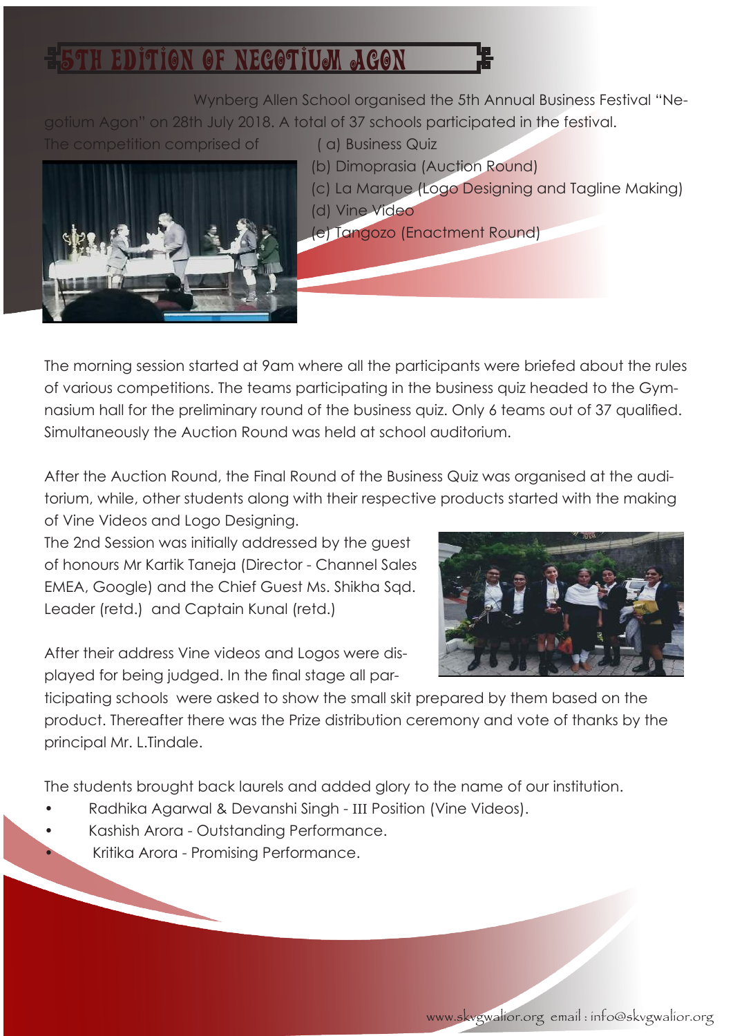# 5TH EDITION OF NEGOTIUM AGON

Wynberg Allen School organised the 5th Annual Business Festival "Negotium Agon" on 28th July 2018. A total of 37 schools participated in the festival.

The competition comprised of

- (a) Business Quiz
- (b) Dimoprasia (Auction Round)
- (c) La Marque (Logo Designing and Tagline Making)
- (d) Vine Video
- (e) Tangozo (Enactment Round)

The morning session started at 9am where all the participants were briefed about the rules of various competitions. The teams participating in the business quiz headed to the Gymnasium hall for the preliminary round of the business quiz. Only 6 teams out of 37 qualified. Simultaneously the Auction Round was held at school auditorium.

After the Auction Round, the Final Round of the Business Quiz was organised at the auditorium, while, other students along with their respective products started with the making of Vine Videos and Logo Designing.

The 2nd Session was initially addressed by the guest of honours Mr Kartik Taneja (Director - Channel Sales EMEA, Google) and the Chief Guest Ms. Shikha Sqd. Leader (retd.) and Captain Kunal (retd.)

After their address Vine videos and Logos were displayed for being judged. In the final stage all participating schools were asked to show the small skit prepared by them based on the product. Thereafter there was the Prize distribution ceremony and vote of thanks by the principal Mr. L.Tindale.

The students brought back laurels and added glory to the name of our institution.

- Radhika Agarwal & Devanshi Singh - III Position (Vine Videos).
- Kashish Arora - Outstanding Performance.
- Kritika Arora - Promising Performance.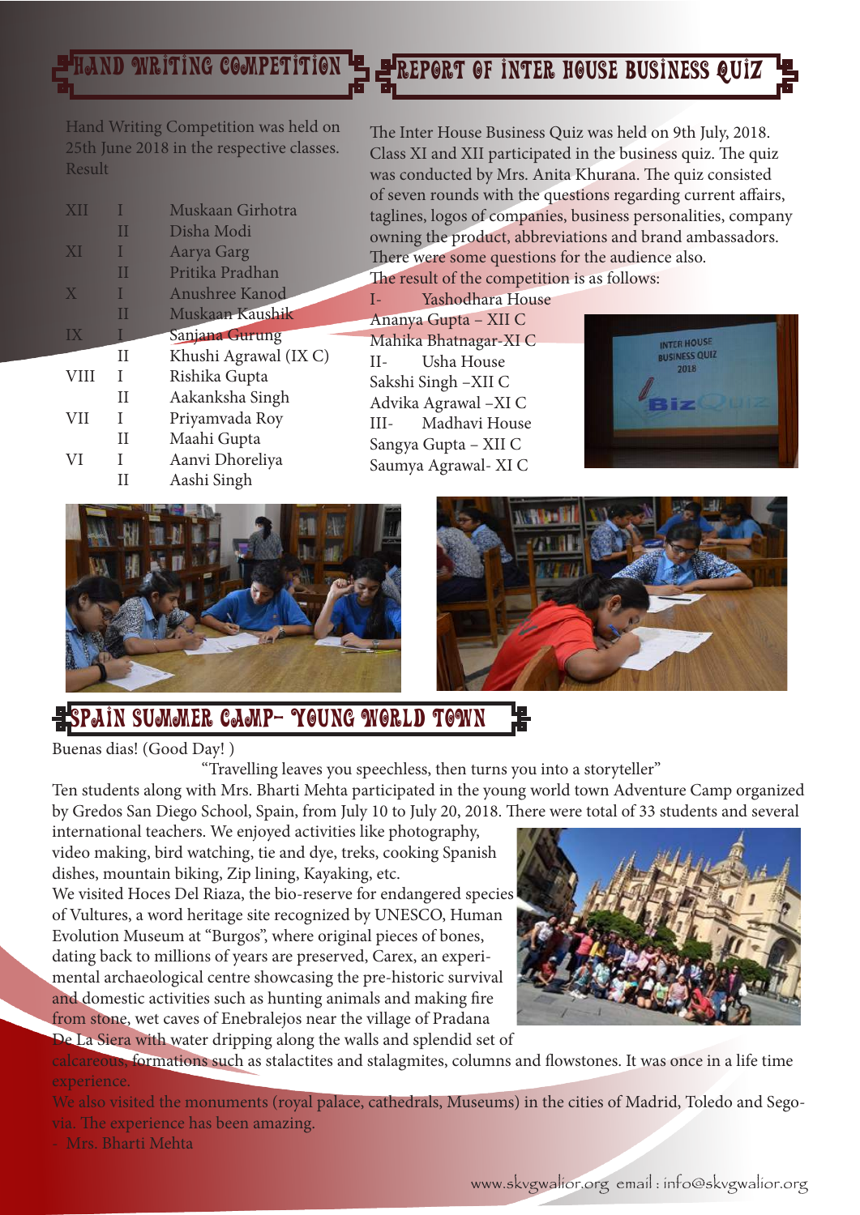## HAND WRITING COMPETITION

Hand Writing Competition was held on 25th June 2018 in the respective classes.

Result

| Class | Position | Name |
|---|---|---|
| XII | I | Muskaan Girhotra |
| | II | Disha Modi |
| XI | I | Aarya Garg |
| | II | Pritika Pradhan |
| X | I | Anushree Kanod |
| | II | Muskaan Kaushik |
| IX | I | Sanjana Gurung |
| | II | Khushi Agrawal (IX C) |
| VIII | I | Rishika Gupta |
| | II | Aakanksha Singh |
| VII | I | Priyamvada Roy |
| | II | Maahi Gupta |
| VI | I | Aanvi Dhoreliya |
| | II | Aashi Singh |

## REPORT OF INTER HOUSE BUSINESS QUIZ

The Inter House Business Quiz was held on 9th July, 2018. Class XI and XII participated in the business quiz. The quiz was conducted by Mrs. Anita Khurana. The quiz consisted of seven rounds with the questions regarding current affairs, taglines, logos of companies, business personalities, company owning the product, abbreviations and brand ambassadors. There were some questions for the audience also.

The result of the competition is as follows:

I- Yashodhara House
Ananya Gupta – XII C
Mahika Bhatnagar-XI C

II- Usha House
Sakshi Singh –XII C
Advika Agrawal –XI C

III- Madhavi House
Sangya Gupta – XII C
Saumya Agrawal- XI C

## SPAIN SUMMER CAMP- YOUNG WORLD TOWN

Buenas dias! (Good Day! )

"Travelling leaves you speechless, then turns you into a storyteller"

Ten students along with Mrs. Bharti Mehta participated in the young world town Adventure Camp organized by Gredos San Diego School, Spain, from July 10 to July 20, 2018. There were total of 33 students and several international teachers. We enjoyed activities like photography, video making, bird watching, tie and dye, treks, cooking Spanish dishes, mountain biking, Zip lining, Kayaking, etc.

We visited Hoces Del Riaza, the bio-reserve for endangered species of Vultures, a word heritage site recognized by UNESCO, Human Evolution Museum at "Burgos", where original pieces of bones, dating back to millions of years are preserved, Carex, an experimental archaeological centre showcasing the pre-historic survival and domestic activities such as hunting animals and making fire from stone, wet caves of Enebralejos near the village of Pradana De La Siera with water dripping along the walls and splendid set of calcareous, formations such as stalactites and stalagmites, columns and flowstones. It was once in a life time experience.

We also visited the monuments (royal palace, cathedrals, Museums) in the cities of Madrid, Toledo and Segovia. The experience has been amazing.

- Mrs. Bharti Mehta

www.skvgwalior.org email : info@skvgwalior.org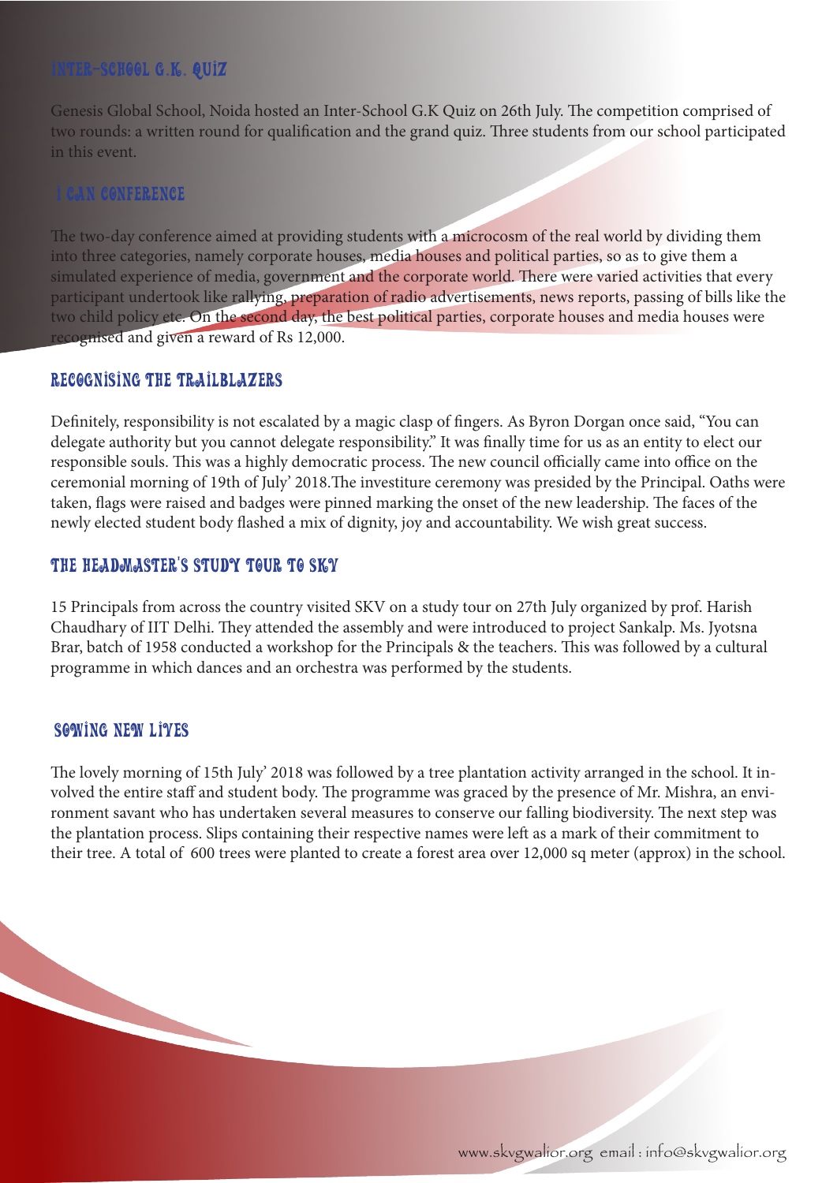## INTER-SCHOOL G.K. QUIZ

Genesis Global School, Noida hosted an Inter-School G.K Quiz on 26th July. The competition comprised of two rounds: a written round for qualification and the grand quiz. Three students from our school participated in this event.

## I CAN CONFERENCE

The two-day conference aimed at providing students with a microcosm of the real world by dividing them into three categories, namely corporate houses, media houses and political parties, so as to give them a simulated experience of media, government and the corporate world. There were varied activities that every participant undertook like rallying, preparation of radio advertisements, news reports, passing of bills like the two child policy etc. On the second day, the best political parties, corporate houses and media houses were recognised and given a reward of Rs 12,000.

## RECOGNISING THE TRAILBLAZERS

Definitely, responsibility is not escalated by a magic clasp of fingers. As Byron Dorgan once said, "You can delegate authority but you cannot delegate responsibility." It was finally time for us as an entity to elect our responsible souls. This was a highly democratic process. The new council officially came into office on the ceremonial morning of 19th of July' 2018.The investiture ceremony was presided by the Principal. Oaths were taken, flags were raised and badges were pinned marking the onset of the new leadership. The faces of the newly elected student body flashed a mix of dignity, joy and accountability. We wish great success.

## THE HEADMASTER'S STUDY TOUR TO SKV

15 Principals from across the country visited SKV on a study tour on 27th July organized by prof. Harish Chaudhary of IIT Delhi. They attended the assembly and were introduced to project Sankalp. Ms. Jyotsna Brar, batch of 1958 conducted a workshop for the Principals & the teachers. This was followed by a cultural programme in which dances and an orchestra was performed by the students.

## SOWING NEW LIVES

The lovely morning of 15th July' 2018 was followed by a tree plantation activity arranged in the school. It involved the entire staff and student body. The programme was graced by the presence of Mr. Mishra, an environment savant who has undertaken several measures to conserve our falling biodiversity. The next step was the plantation process. Slips containing their respective names were left as a mark of their commitment to their tree. A total of 600 trees were planted to create a forest area over 12,000 sq meter (approx) in the school.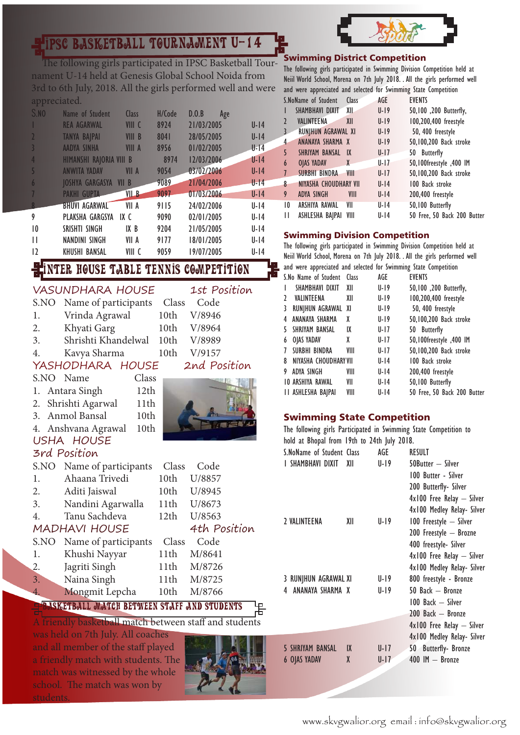## IPSC BASKETBALL TOURNAMENT U-14

The following girls participated in IPSC Basketball Tournament U-14 held at Genesis Global School Noida from 3rd to 6th July, 2018. All the girls performed well and were appreciated.

| S.NO | Name of Student | Class | H/Code | D.O.B | Age |
|---|---|---|---|---|---|
| 1 | REA AGARWAL | VIII C | 8924 | 21/03/2005 | U-14 |
| 2 | TANYA BAJPAI | VIII B | 8041 | 28/05/2005 | U-14 |
| 3 | AADYA SINHA | VIII A | 8956 | 01/02/2005 | U-14 |
| 4 | HIMANSHI RAJORIA | VIII B | 8974 | 12/03/2006 | U-14 |
| 5 | ANWITA YADAV | VII A | 9054 | 03/02/2006 | U-14 |
| 6 | JOSHYA GARGASYA | VII B | 9089 | 21/04/2006 | U-14 |
| 7 | PAKHI GUPTA | VII B | 9097 | 01/03/2006 | U-14 |
| 8 | BHUVI AGARWAL | VII A | 9115 | 24/02/2006 | U-14 |
| 9 | PLAKSHA GARGSYA | IX C | 9090 | 02/01/2005 | U-14 |
| 10 | SRISHTI SINGH | IX B | 9204 | 21/05/2005 | U-14 |
| 11 | NANDINI SINGH | VII A | 9177 | 18/01/2005 | U-14 |
| 12 | KHUSHI BANSAL | VIII C | 9059 | 19/07/2005 | U-14 |

## INTER HOUSE TABLE TENNIS COMPETITION

### VASUNDHARA HOUSE — 1st Position

| S.NO | Name of participants | Class | Code |
|---|---|---|---|
| 1. | Vrinda Agrawal | 10th | V/8946 |
| 2. | Khyati Garg | 10th | V/8964 |
| 3. | Shrishti Khandelwal | 10th | V/8989 |
| 4. | Kavya Sharma | 10th | V/9157 |

### YASHODHARA HOUSE — 2nd Position

| S.NO | Name | Class |
|---|---|---|
| 1. | Antara Singh | 12th |
| 2. | Shrishti Agarwal | 11th |
| 3. | Anmol Bansal | 10th |
| 4. | Anshvana Agrawal | 10th |

### USHA HOUSE — 3rd Position

| S.NO | Name of participants | Class | Code |
|---|---|---|---|
| 1. | Ahaana Trivedi | 10th | U/8857 |
| 2. | Aditi Jaiswal | 10th | U/8945 |
| 3. | Nandini Agarwalla | 11th | U/8673 |
| 4. | Tanu Sachdeva | 12th | U/8563 |

### MADHAVI HOUSE — 4th Position

| S.NO | Name of participants | Class | Code |
|---|---|---|---|
| 1. | Khushi Nayyar | 11th | M/8641 |
| 2. | Jagriti Singh | 11th | M/8726 |
| 3. | Naina Singh | 11th | M/8725 |
| 4. | Mongmit Lepcha | 10th | M/8766 |

## BASKETBALL MATCH BETWEEN STAFF AND STUDENTS

A friendly basketball match between staff and students was held on 7th July. All coaches and all member of the staff played a friendly match with students. The match was witnessed by the whole school. The match was won by students.

## Swimming District Competition

The following girls participated in Swimming Division Competition held at Neiil World School, Morena on 7th July 2018. . All the girls performed well and were appreciated and selected for Swimming State Competition

| S.No | Name of Student | Class | AGE | EVENTS |
|---|---|---|---|---|
| 1 | SHAMBHAVI DIXIT | XII | U-19 | 50,100 ,200 Butterfly, |
| 2 | VALINTEENA | XII | U-19 | 100,200,400 freestyle |
| 3 | RUNJHUN AGRAWAL | XI | U-19 | 50, 400 freestyle |
| 4 | ANANAYA SHARMA | X | U-19 | 50,100,200 Back stroke |
| 5 | SHRIYAM BANSAL | IX | U-17 | 50 Butterfly |
| 6 | OJAS YADAV | X | U-17 | 50,100freestyle ,400 IM |
| 7 | SURBHI BINDRA | VIII | U-17 | 50,100,200 Back stroke |
| 8 | NIYASHA CHOUDHARY | VII | U-14 | 100 Back stroke |
| 9 | ADYA SINGH | VIII | U-14 | 200,400 freestyle |
| 10 | ARSHIYA RAWAL | VII | U-14 | 50,100 Butterfly |
| 11 | ASHLESHA BAJPAI | VIII | U-14 | 50 Free, 50 Back 200 Butter |

## Swimming Division Competition

The following girls participated in Swimming Division Competition held at Neiil World School, Morena on 7th July 2018. . All the girls performed well and were appreciated and selected for Swimming State Competition

| S.No | Name of Student | Class | AGE | EVENTS |
|---|---|---|---|---|
| 1 | SHAMBHAVI DIXIT | XII | U-19 | 50,100 ,200 Butterfly, |
| 2 | VALINTEENA | XII | U-19 | 100,200,400 freestyle |
| 3 | RUNJHUN AGRAWAL | XI | U-19 | 50, 400 freestyle |
| 4 | ANANAYA SHARMA | X | U-19 | 50,100,200 Back stroke |
| 5 | SHRIYAM BANSAL | IX | U-17 | 50 Butterfly |
| 6 | OJAS YADAV | X | U-17 | 50,100freestyle ,400 IM |
| 7 | SURBHI BINDRA | VIII | U-17 | 50,100,200 Back stroke |
| 8 | NIYASHA CHOUDHARY | VII | U-14 | 100 Back stroke |
| 9 | ADYA SINGH | VIII | U-14 | 200,400 freestyle |
| 10 | ARSHIYA RAWAL | VII | U-14 | 50,100 Butterfly |
| 11 | ASHLESHA BAJPAI | VIII | U-14 | 50 Free, 50 Back 200 Butter |

## Swimming State Competition

The following girls Participated in Swimming State Competition to hold at Bhopal from 19th to 24th July 2018.

| S.No | Name of Student | Class | AGE | RESULT |
|---|---|---|---|---|
| 1 | SHAMBHAVI DIXIT | XII | U-19 | 50Butter – Silver<br>100 Butter - Silver<br>200 Butterfly- Silver<br>4x100 Free Relay – Silver<br>4x100 Medley Relay- Silver |
| 2 | VALINTEENA | XII | U-19 | 100 Freestyle – Silver<br>200 Freestyle – Brozne<br>400 freestyle- Silver<br>4x100 Free Relay – Silver<br>4x100 Medley Relay- Silver |
| 3 | RUNJHUN AGRAWAL | XI | U-19 | 800 freestyle - Bronze |
| 4 | ANANAYA SHARMA | X | U-19 | 50 Back – Bronze<br>100 Back – Silver<br>200 Back – Bronze<br>4x100 Free Relay – Silver<br>4x100 Medley Relay- Silver |
| 5 | SHRIYAM BANSAL | IX | U-17 | 50 Butterfly- Bronze |
| 6 | OJAS YADAV | X | U-17 | 400 IM – Bronze |